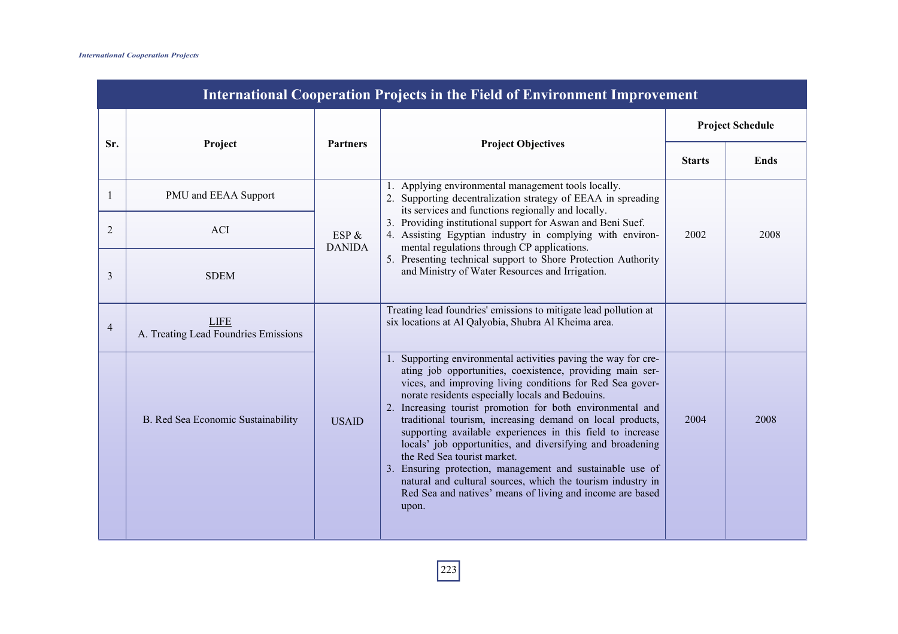# International Cooperation Projects in the Field of Environment Improvement

| Sr. | Project | Partners | Project Objectives | Project Schedule | |
|---|---|---|---|---|---|
| | | | | Starts | Ends |
| 1 | PMU and EEAA Support | ESP & DANIDA | 1. Applying environmental management tools locally.<br>2. Supporting decentralization strategy of EEAA in spreading its services and functions regionally and locally.<br>3. Providing institutional support for Aswan and Beni Suef.<br>4. Assisting Egyptian industry in complying with environmental regulations through CP applications.<br>5. Presenting technical support to Shore Protection Authority and Ministry of Water Resources and Irrigation. | 2002 | 2008 |
| 2 | ACI | | | | |
| 3 | SDEM | | | | |
| 4 | LIFE<br>A. Treating Lead Foundries Emissions | USAID | Treating lead foundries' emissions to mitigate lead pollution at six locations at Al Qalyobia, Shubra Al Kheima area. | | |
| | B. Red Sea Economic Sustainability | | 1. Supporting environmental activities paving the way for creating job opportunities, coexistence, providing main services, and improving living conditions for Red Sea governorate residents especially locals and Bedouins.<br>2. Increasing tourist promotion for both environmental and traditional tourism, increasing demand on local products, supporting available experiences in this field to increase locals' job opportunities, and diversifying and broadening the Red Sea tourist market.<br>3. Ensuring protection, management and sustainable use of natural and cultural sources, which the tourism industry in Red Sea and natives' means of living and income are based upon. | 2004 | 2008 |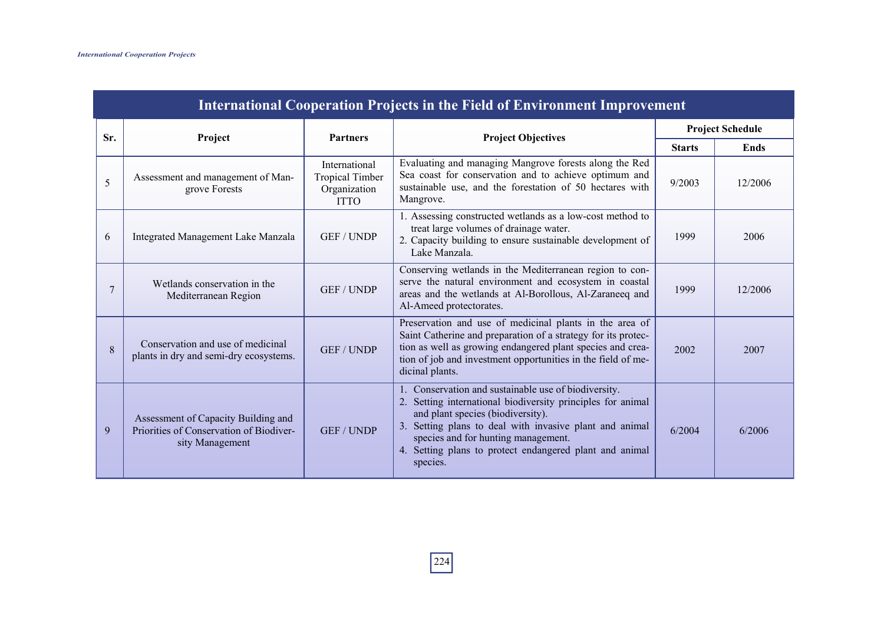## International Cooperation Projects in the Field of Environment Improvement

| Sr. | Project | Partners | Project Objectives | Project Schedule | |
|---|---|---|---|---|---|
| | | | | Starts | Ends |
| 5 | Assessment and management of Mangrove Forests | International Tropical Timber Organization ITTO | Evaluating and managing Mangrove forests along the Red Sea coast for conservation and to achieve optimum and sustainable use, and the forestation of 50 hectares with Mangrove. | 9/2003 | 12/2006 |
| 6 | Integrated Management Lake Manzala | GEF / UNDP | 1. Assessing constructed wetlands as a low-cost method to treat large volumes of drainage water.<br>2. Capacity building to ensure sustainable development of Lake Manzala. | 1999 | 2006 |
| 7 | Wetlands conservation in the Mediterranean Region | GEF / UNDP | Conserving wetlands in the Mediterranean region to conserve the natural environment and ecosystem in coastal areas and the wetlands at Al-Borollous, Al-Zaraneeq and Al-Ameed protectorates. | 1999 | 12/2006 |
| 8 | Conservation and use of medicinal plants in dry and semi-dry ecosystems. | GEF / UNDP | Preservation and use of medicinal plants in the area of Saint Catherine and preparation of a strategy for its protection as well as growing endangered plant species and creation of job and investment opportunities in the field of medicinal plants. | 2002 | 2007 |
| 9 | Assessment of Capacity Building and Priorities of Conservation of Biodiversity Management | GEF / UNDP | 1. Conservation and sustainable use of biodiversity.<br>2. Setting international biodiversity principles for animal and plant species (biodiversity).<br>3. Setting plans to deal with invasive plant and animal species and for hunting management.<br>4. Setting plans to protect endangered plant and animal species. | 6/2004 | 6/2006 |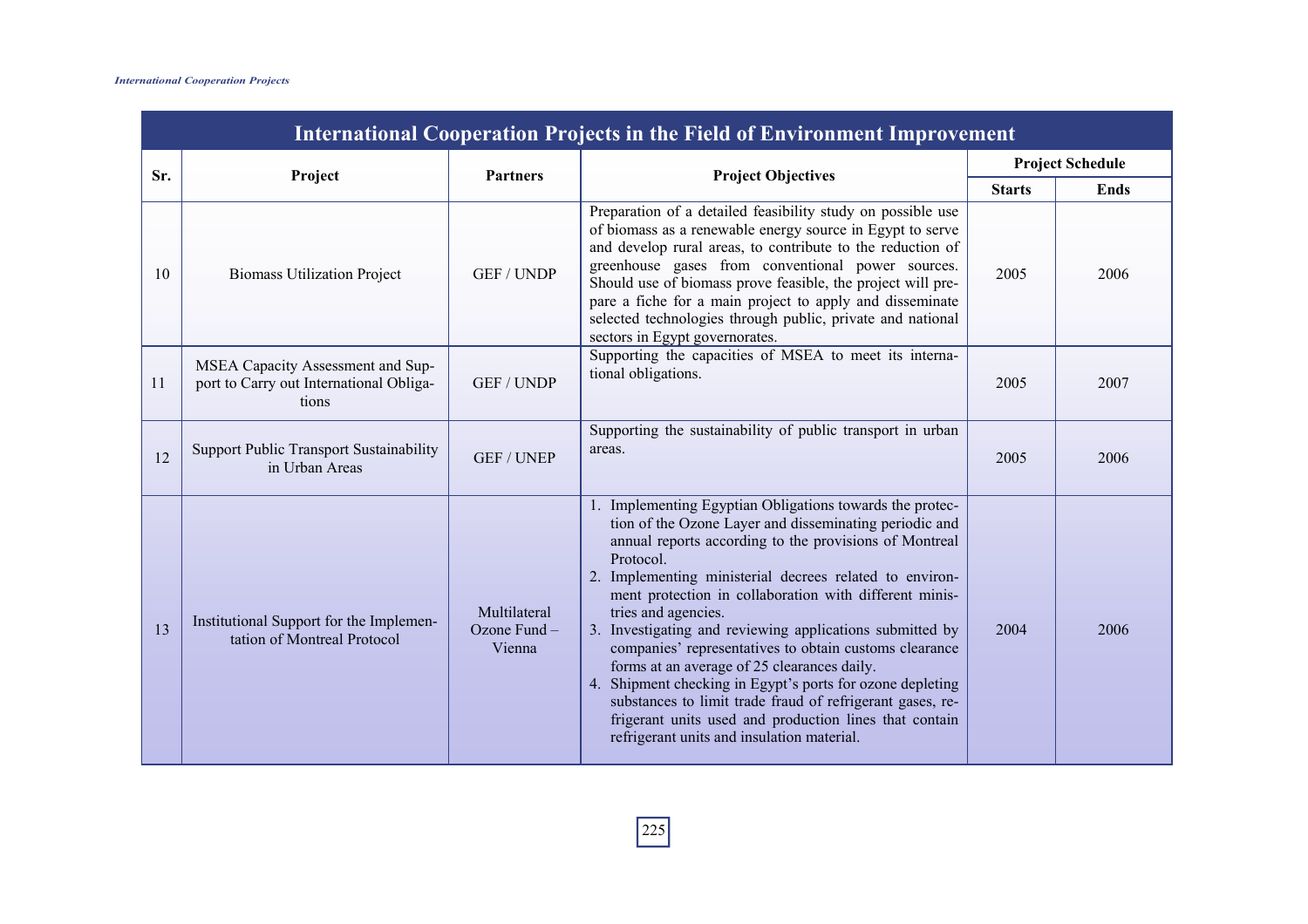## International Cooperation Projects in the Field of Environment Improvement

| Sr. | Project | Partners | Project Objectives | Project Schedule | |
|---|---|---|---|---|---|
| | | | | Starts | Ends |
| 10 | Biomass Utilization Project | GEF / UNDP | Preparation of a detailed feasibility study on possible use of biomass as a renewable energy source in Egypt to serve and develop rural areas, to contribute to the reduction of greenhouse gases from conventional power sources. Should use of biomass prove feasible, the project will prepare a fiche for a main project to apply and disseminate selected technologies through public, private and national sectors in Egypt governorates. | 2005 | 2006 |
| 11 | MSEA Capacity Assessment and Support to Carry out International Obligations | GEF / UNDP | Supporting the capacities of MSEA to meet its international obligations. | 2005 | 2007 |
| 12 | Support Public Transport Sustainability in Urban Areas | GEF / UNEP | Supporting the sustainability of public transport in urban areas. | 2005 | 2006 |
| 13 | Institutional Support for the Implementation of Montreal Protocol | Multilateral Ozone Fund – Vienna | 1. Implementing Egyptian Obligations towards the protection of the Ozone Layer and disseminating periodic and annual reports according to the provisions of Montreal Protocol.<br>2. Implementing ministerial decrees related to environment protection in collaboration with different ministries and agencies.<br>3. Investigating and reviewing applications submitted by companies' representatives to obtain customs clearance forms at an average of 25 clearances daily.<br>4. Shipment checking in Egypt's ports for ozone depleting substances to limit trade fraud of refrigerant gases, refrigerant units used and production lines that contain refrigerant units and insulation material. | 2004 | 2006 |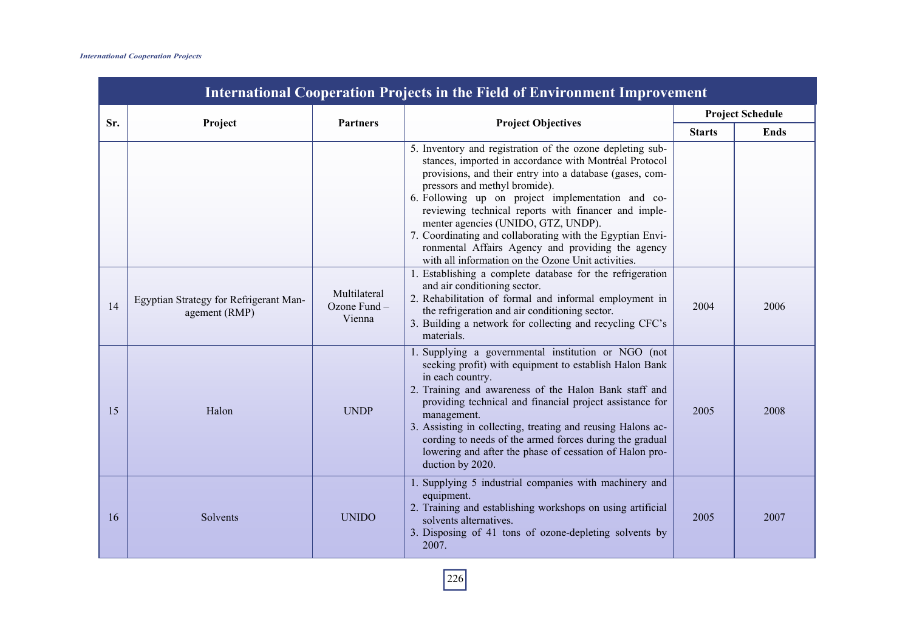## International Cooperation Projects in the Field of Environment Improvement

| Sr. | Project | Partners | Project Objectives | Project Schedule | |
|---|---|---|---|---|---|
| | | | | Starts | Ends |
| | | | 5. Inventory and registration of the ozone depleting substances, imported in accordance with Montréal Protocol provisions, and their entry into a database (gases, compressors and methyl bromide).<br>6. Following up on project implementation and co-reviewing technical reports with financer and implementer agencies (UNIDO, GTZ, UNDP).<br>7. Coordinating and collaborating with the Egyptian Environmental Affairs Agency and providing the agency with all information on the Ozone Unit activities. | | |
| 14 | Egyptian Strategy for Refrigerant Management (RMP) | Multilateral Ozone Fund – Vienna | 1. Establishing a complete database for the refrigeration and air conditioning sector.<br>2. Rehabilitation of formal and informal employment in the refrigeration and air conditioning sector.<br>3. Building a network for collecting and recycling CFC's materials. | 2004 | 2006 |
| 15 | Halon | UNDP | 1. Supplying a governmental institution or NGO (not seeking profit) with equipment to establish Halon Bank in each country.<br>2. Training and awareness of the Halon Bank staff and providing technical and financial project assistance for management.<br>3. Assisting in collecting, treating and reusing Halons according to needs of the armed forces during the gradual lowering and after the phase of cessation of Halon production by 2020. | 2005 | 2008 |
| 16 | Solvents | UNIDO | 1. Supplying 5 industrial companies with machinery and equipment.<br>2. Training and establishing workshops on using artificial solvents alternatives.<br>3. Disposing of 41 tons of ozone-depleting solvents by 2007. | 2005 | 2007 |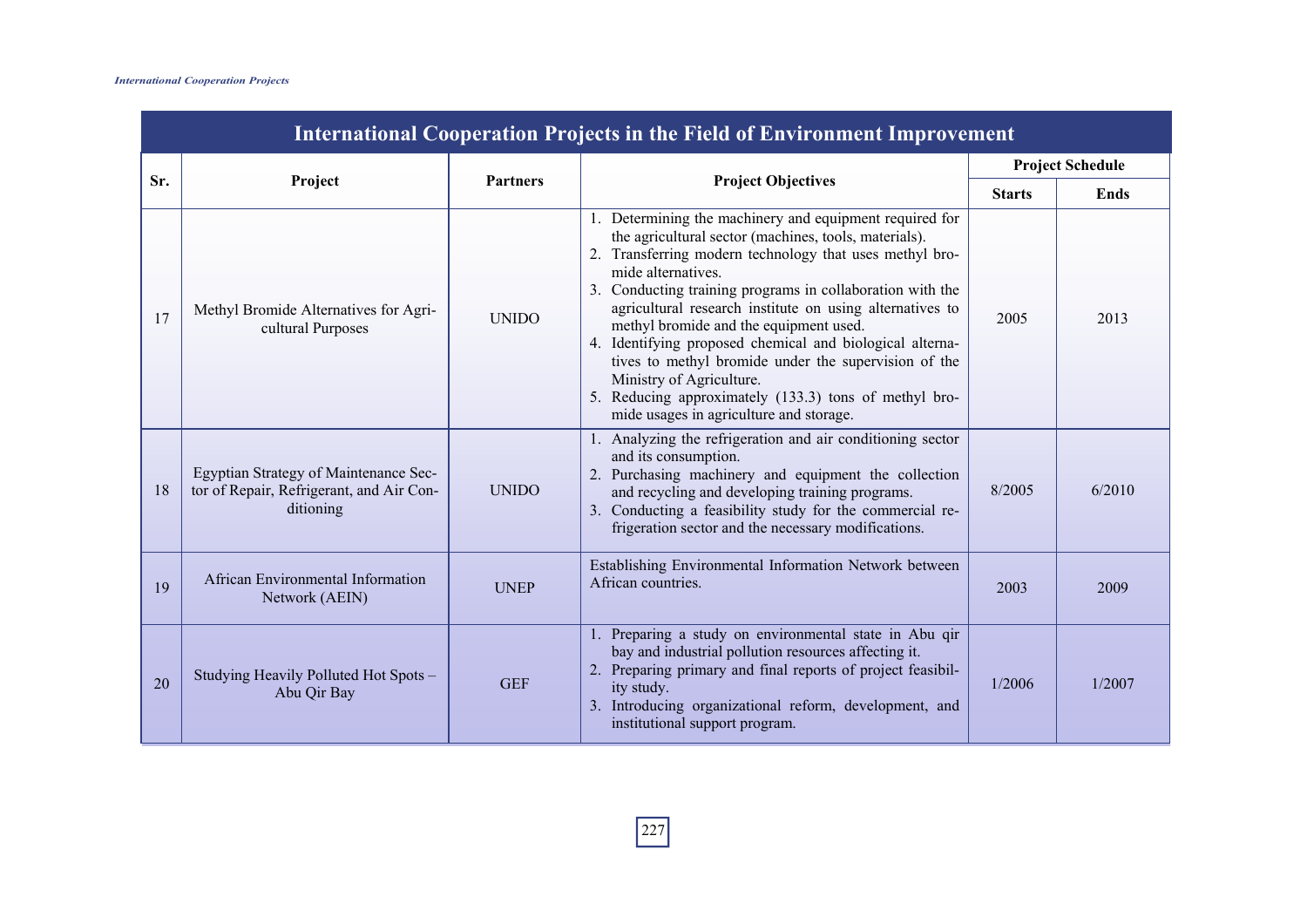## International Cooperation Projects in the Field of Environment Improvement

| Sr. | Project | Partners | Project Objectives | Project Schedule | |
|---|---|---|---|---|---|
| | | | | Starts | Ends |
| 17 | Methyl Bromide Alternatives for Agricultural Purposes | UNIDO | 1. Determining the machinery and equipment required for the agricultural sector (machines, tools, materials).<br>2. Transferring modern technology that uses methyl bromide alternatives.<br>3. Conducting training programs in collaboration with the agricultural research institute on using alternatives to methyl bromide and the equipment used.<br>4. Identifying proposed chemical and biological alternatives to methyl bromide under the supervision of the Ministry of Agriculture.<br>5. Reducing approximately (133.3) tons of methyl bromide usages in agriculture and storage. | 2005 | 2013 |
| 18 | Egyptian Strategy of Maintenance Sector of Repair, Refrigerant, and Air Conditioning | UNIDO | 1. Analyzing the refrigeration and air conditioning sector and its consumption.<br>2. Purchasing machinery and equipment the collection and recycling and developing training programs.<br>3. Conducting a feasibility study for the commercial refrigeration sector and the necessary modifications. | 8/2005 | 6/2010 |
| 19 | African Environmental Information Network (AEIN) | UNEP | Establishing Environmental Information Network between African countries. | 2003 | 2009 |
| 20 | Studying Heavily Polluted Hot Spots – Abu Qir Bay | GEF | 1. Preparing a study on environmental state in Abu qir bay and industrial pollution resources affecting it.<br>2. Preparing primary and final reports of project feasibility study.<br>3. Introducing organizational reform, development, and institutional support program. | 1/2006 | 1/2007 |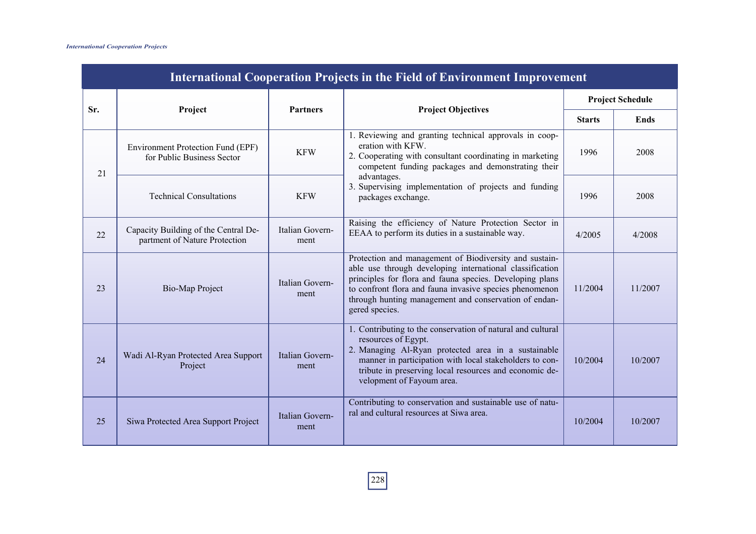## International Cooperation Projects in the Field of Environment Improvement

| Sr. | Project | Partners | Project Objectives | Project Schedule | |
|---|---|---|---|---|---|
| | | | | Starts | Ends |
| 21 | Environment Protection Fund (EPF) for Public Business Sector | KFW | 1. Reviewing and granting technical approvals in cooperation with KFW. 2. Cooperating with consultant coordinating in marketing competent funding packages and demonstrating their advantages. 3. Supervising implementation of projects and funding packages exchange. | 1996 | 2008 |
| | Technical Consultations | KFW | | 1996 | 2008 |
| 22 | Capacity Building of the Central Department of Nature Protection | Italian Government | Raising the efficiency of Nature Protection Sector in EEAA to perform its duties in a sustainable way. | 4/2005 | 4/2008 |
| 23 | Bio-Map Project | Italian Government | Protection and management of Biodiversity and sustainable use through developing international classification principles for flora and fauna species. Developing plans to confront flora and fauna invasive species phenomenon through hunting management and conservation of endangered species. | 11/2004 | 11/2007 |
| 24 | Wadi Al-Ryan Protected Area Support Project | Italian Government | 1. Contributing to the conservation of natural and cultural resources of Egypt. 2. Managing Al-Ryan protected area in a sustainable manner in participation with local stakeholders to contribute in preserving local resources and economic development of Fayoum area. | 10/2004 | 10/2007 |
| 25 | Siwa Protected Area Support Project | Italian Government | Contributing to conservation and sustainable use of natural and cultural resources at Siwa area. | 10/2004 | 10/2007 |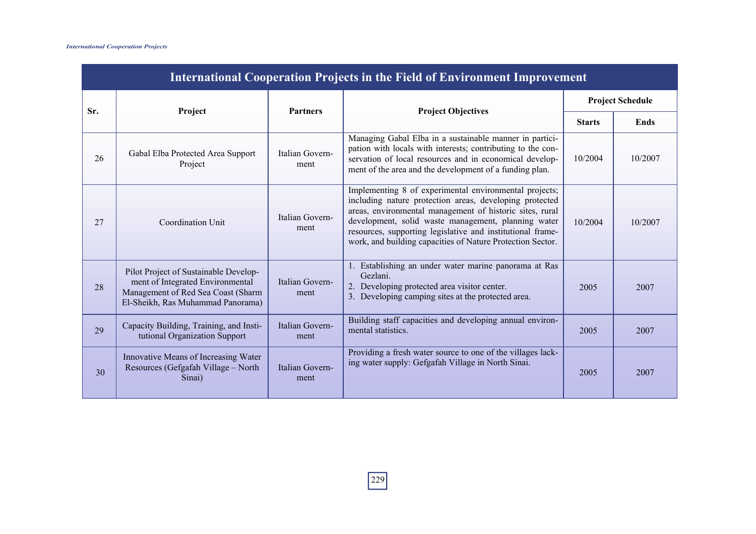| International Cooperation Projects in the Field of Environment Improvement | | | | | |
|---|---|---|---|---|---|
| **Sr.** | **Project** | **Partners** | **Project Objectives** | **Project Schedule** | |
| | | | | **Starts** | **Ends** |
| 26 | Gabal Elba Protected Area Support Project | Italian Government | Managing Gabal Elba in a sustainable manner in participation with locals with interests; contributing to the conservation of local resources and in economical development of the area and the development of a funding plan. | 10/2004 | 10/2007 |
| 27 | Coordination Unit | Italian Government | Implementing 8 of experimental environmental projects; including nature protection areas, developing protected areas, environmental management of historic sites, rural development, solid waste management, planning water resources, supporting legislative and institutional framework, and building capacities of Nature Protection Sector. | 10/2004 | 10/2007 |
| 28 | Pilot Project of Sustainable Development of Integrated Environmental Management of Red Sea Coast (Sharm El-Sheikh, Ras Muhammad Panorama) | Italian Government | 1. Establishing an under water marine panorama at Ras Gezlani. 2. Developing protected area visitor center. 3. Developing camping sites at the protected area. | 2005 | 2007 |
| 29 | Capacity Building, Training, and Institutional Organization Support | Italian Government | Building staff capacities and developing annual environmental statistics. | 2005 | 2007 |
| 30 | Innovative Means of Increasing Water Resources (Gefgafah Village – North Sinai) | Italian Government | Providing a fresh water source to one of the villages lacking water supply: Gefgafah Village in North Sinai. | 2005 | 2007 |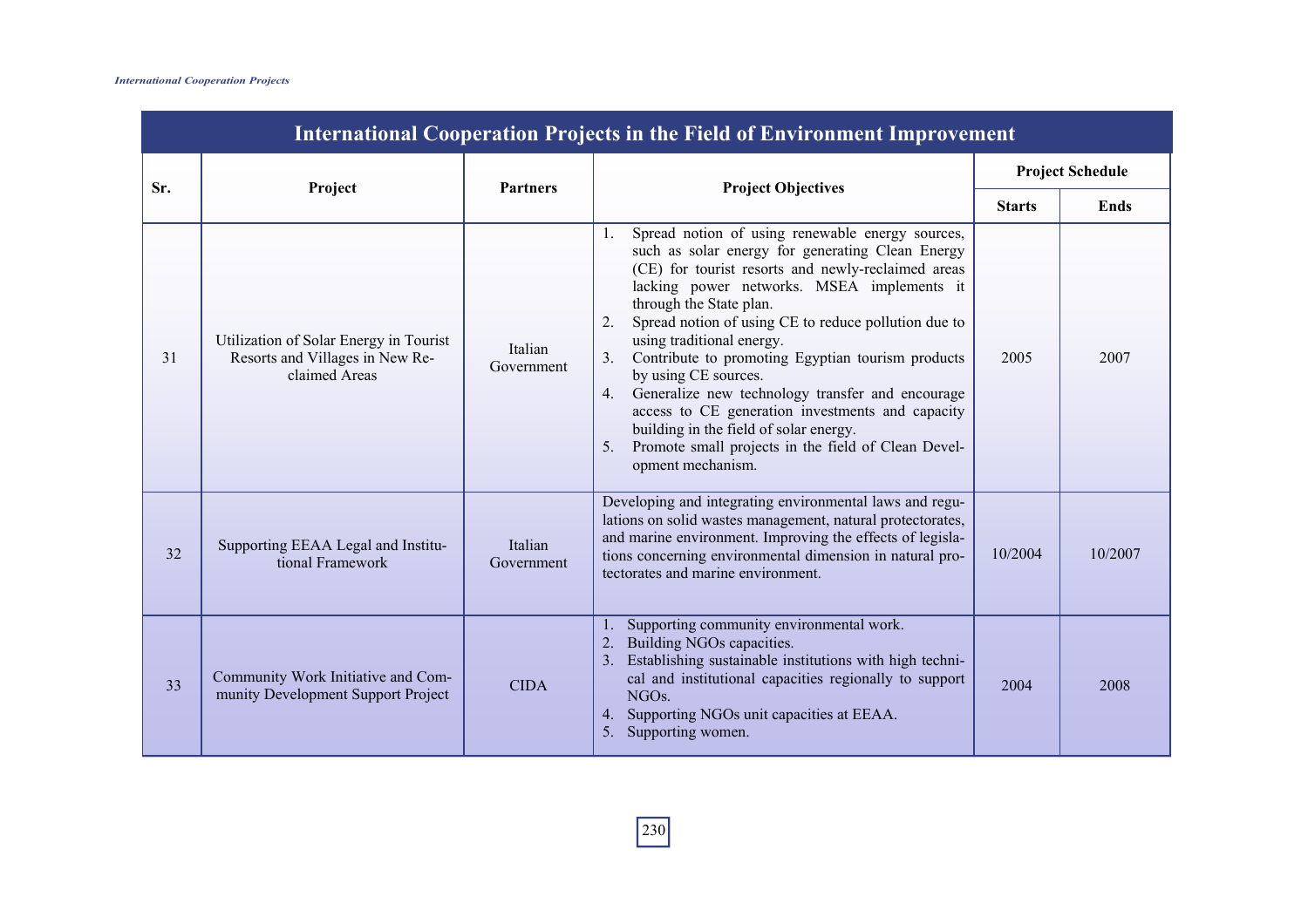## International Cooperation Projects in the Field of Environment Improvement

| Sr. | Project | Partners | Project Objectives | Project Schedule | |
|---|---|---|---|---|---|
| | | | | Starts | Ends |
| 31 | Utilization of Solar Energy in Tourist Resorts and Villages in New Re-claimed Areas | Italian Government | 1. Spread notion of using renewable energy sources, such as solar energy for generating Clean Energy (CE) for tourist resorts and newly-reclaimed areas lacking power networks. MSEA implements it through the State plan.<br>2. Spread notion of using CE to reduce pollution due to using traditional energy.<br>3. Contribute to promoting Egyptian tourism products by using CE sources.<br>4. Generalize new technology transfer and encourage access to CE generation investments and capacity building in the field of solar energy.<br>5. Promote small projects in the field of Clean Development mechanism. | 2005 | 2007 |
| 32 | Supporting EEAA Legal and Institutional Framework | Italian Government | Developing and integrating environmental laws and regulations on solid wastes management, natural protectorates, and marine environment. Improving the effects of legislations concerning environmental dimension in natural protectorates and marine environment. | 10/2004 | 10/2007 |
| 33 | Community Work Initiative and Community Development Support Project | CIDA | 1. Supporting community environmental work.<br>2. Building NGOs capacities.<br>3. Establishing sustainable institutions with high technical and institutional capacities regionally to support NGOs.<br>4. Supporting NGOs unit capacities at EEAA.<br>5. Supporting women. | 2004 | 2008 |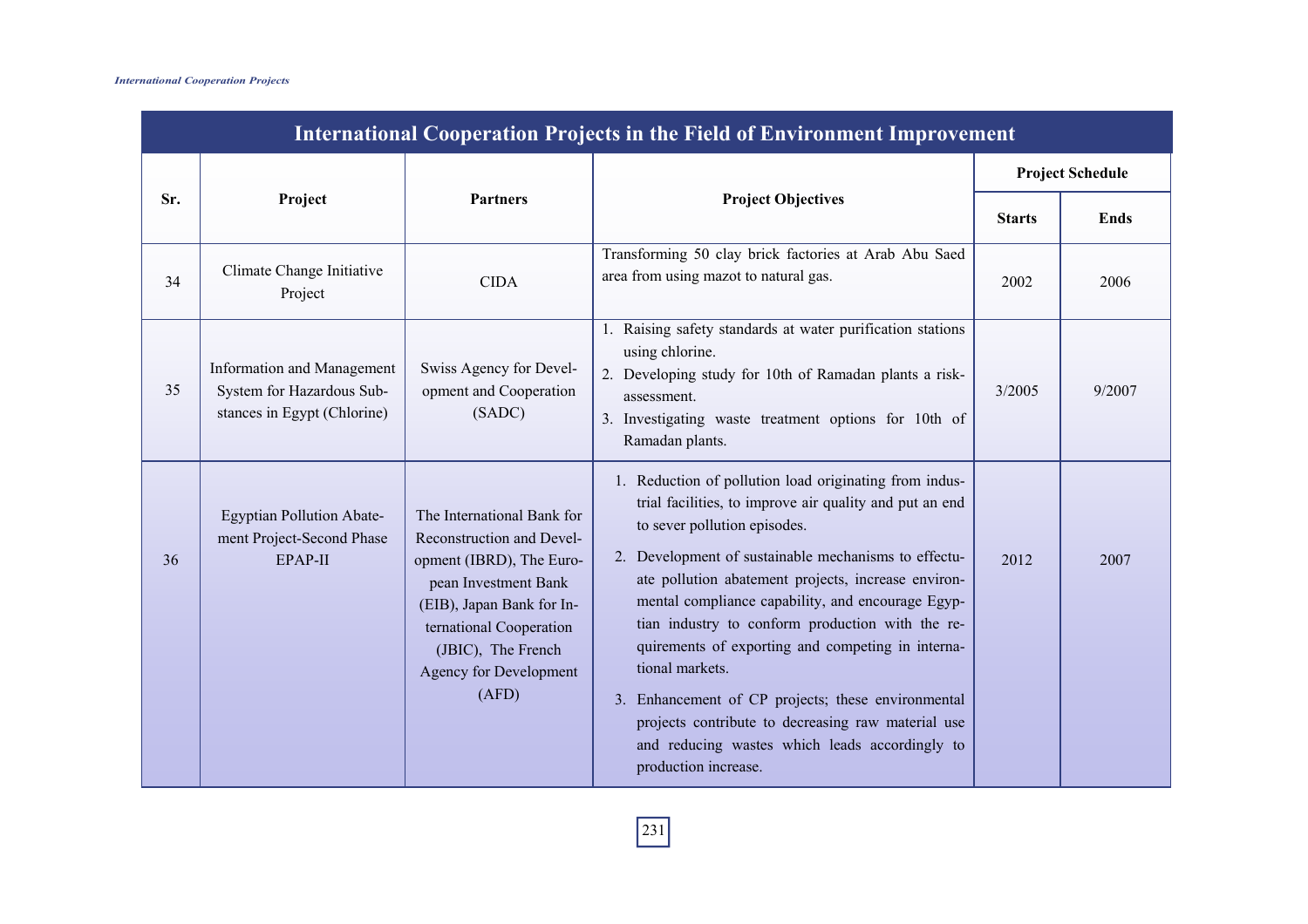## International Cooperation Projects in the Field of Environment Improvement

| Sr. | Project | Partners | Project Objectives | Project Schedule | |
|---|---|---|---|---|---|
| | | | | Starts | Ends |
| 34 | Climate Change Initiative Project | CIDA | Transforming 50 clay brick factories at Arab Abu Saed area from using mazot to natural gas. | 2002 | 2006 |
| 35 | Information and Management System for Hazardous Substances in Egypt (Chlorine) | Swiss Agency for Development and Cooperation (SADC) | 1. Raising safety standards at water purification stations using chlorine. 2. Developing study for 10th of Ramadan plants a risk-assessment. 3. Investigating waste treatment options for 10th of Ramadan plants. | 3/2005 | 9/2007 |
| 36 | Egyptian Pollution Abatement Project-Second Phase EPAP-II | The International Bank for Reconstruction and Development (IBRD), The European Investment Bank (EIB), Japan Bank for International Cooperation (JBIC), The French Agency for Development (AFD) | 1. Reduction of pollution load originating from industrial facilities, to improve air quality and put an end to sever pollution episodes. 2. Development of sustainable mechanisms to effectuate pollution abatement projects, increase environmental compliance capability, and encourage Egyptian industry to conform production with the requirements of exporting and competing in international markets. 3. Enhancement of CP projects; these environmental projects contribute to decreasing raw material use and reducing wastes which leads accordingly to production increase. | 2012 | 2007 |